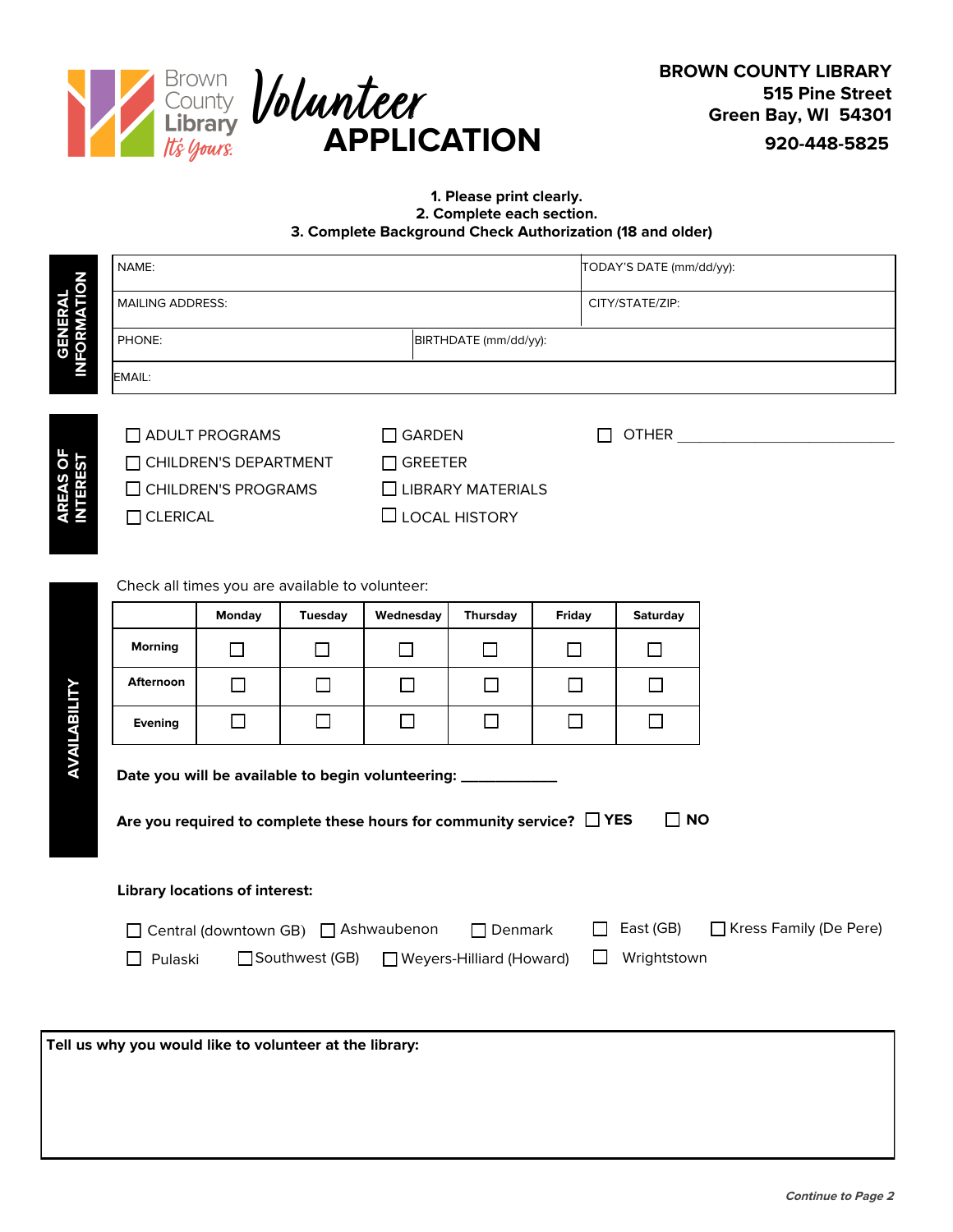# Brown County Library — It's Yours.

# Volunteer APPLICATION

**BROWN COUNTY LIBRARY**
**515 Pine Street**
**Green Bay, WI 54301**
**920-448-5825**

**1. Please print clearly.**
**2. Complete each section.**
**3. Complete Background Check Authorization (18 and older)**

## GENERAL INFORMATION

| | |
|---|---|
| NAME: | TODAY'S DATE (mm/dd/yy): |
| MAILING ADDRESS: | CITY/STATE/ZIP: |
| PHONE: | BIRTHDATE (mm/dd/yy): |
| EMAIL: | |

## AREAS OF INTEREST

- ☐ ADULT PROGRAMS
- ☐ CHILDREN'S DEPARTMENT
- ☐ CHILDREN'S PROGRAMS
- ☐ CLERICAL
- ☐ GARDEN
- ☐ GREETER
- ☐ LIBRARY MATERIALS
- ☐ LOCAL HISTORY
- ☐ OTHER ____________________

## AVAILABILITY

Check all times you are available to volunteer:

| | Monday | Tuesday | Wednesday | Thursday | Friday | Saturday |
|---|---|---|---|---|---|---|
| **Morning** | ☐ | ☐ | ☐ | ☐ | ☐ | ☐ |
| **Afternoon** | ☐ | ☐ | ☐ | ☐ | ☐ | ☐ |
| **Evening** | ☐ | ☐ | ☐ | ☐ | ☐ | ☐ |

**Date you will be available to begin volunteering:** ____________

**Are you required to complete these hours for community service?** ☐ **YES** ☐ **NO**

**Library locations of interest:**

- ☐ Central (downtown GB)
- ☐ Ashwaubenon
- ☐ Denmark
- ☐ East (GB)
- ☐ Kress Family (De Pere)
- ☐ Pulaski
- ☐ Southwest (GB)
- ☐ Weyers-Hilliard (Howard)
- ☐ Wrightstown

**Tell us why you would like to volunteer at the library:**

*Continue to Page 2*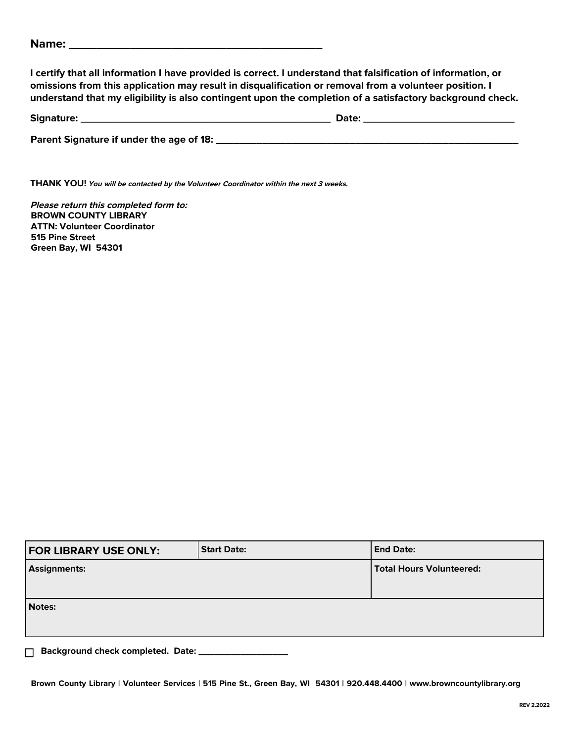**Name: ___________________________________________**

**I certify that all information I have provided is correct. I understand that falsification of information, or omissions from this application may result in disqualification or removal from a volunteer position. I understand that my eligibility is also contingent upon the completion of a satisfactory background check.**

**Signature: __________________________________________ Date: _________________________**

**Parent Signature if under the age of 18: ____________________________________________________**

**THANK YOU!** ***You will be contacted by the Volunteer Coordinator within the next 3 weeks.***

***Please return this completed form to:***
**BROWN COUNTY LIBRARY**
**ATTN: Volunteer Coordinator**
**515 Pine Street**
**Green Bay, WI  54301**

| | | |
|---|---|---|
| **FOR LIBRARY USE ONLY:** | **Start Date:** | **End Date:** |
| **Assignments:** | | **Total Hours Volunteered:** |
| **Notes:** | | |

☐ **Background check completed.  Date: ________________**

**Brown County Library | Volunteer Services | 515 Pine St., Green Bay, WI  54301 | 920.448.4400 | www.browncountylibrary.org**

REV 2.2022